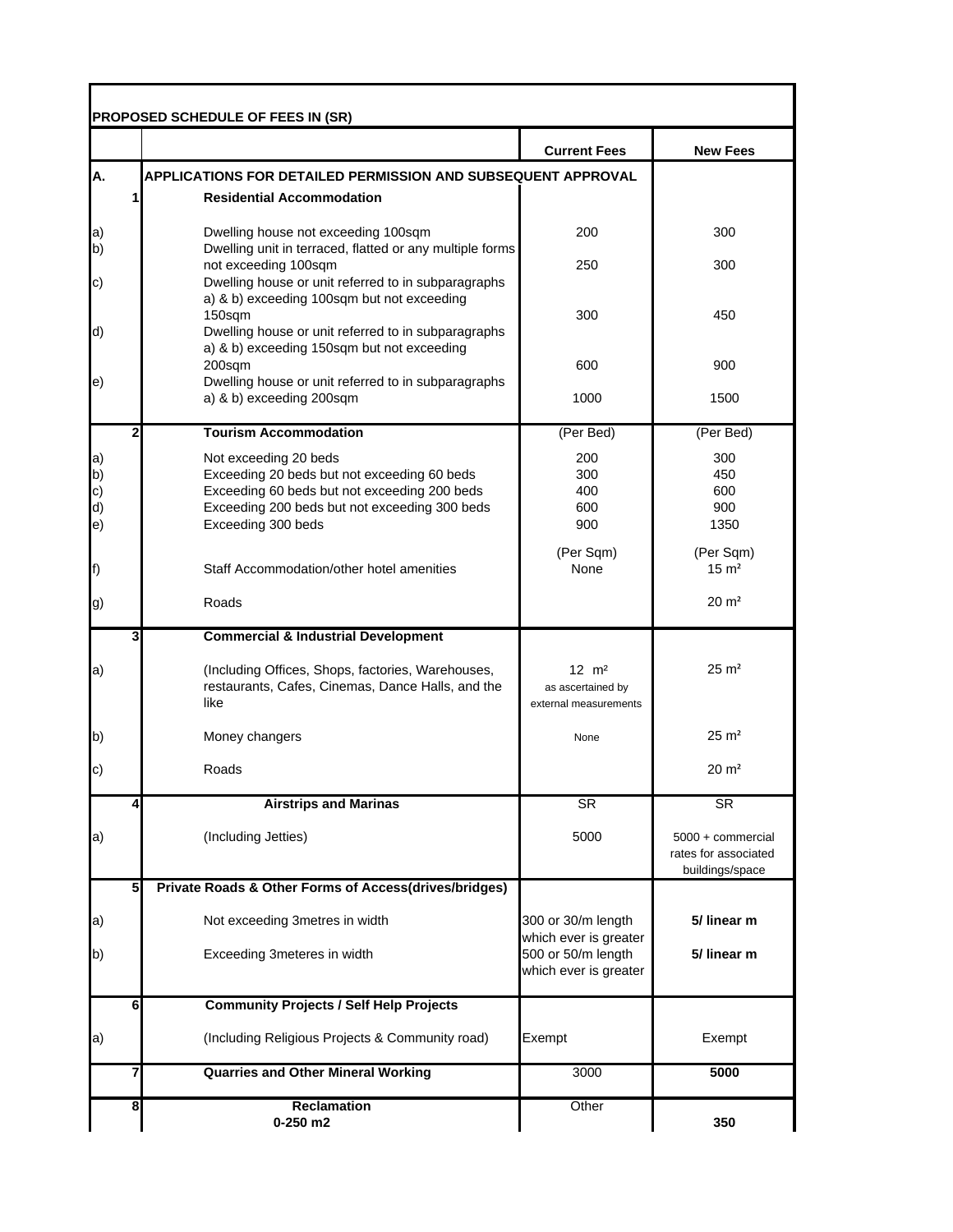**PROPOSED SCHEDULE OF FEES IN (SR)**

| | | Current Fees | New Fees |
|---|---|---|---|
| **A.** | **APPLICATIONS FOR DETAILED PERMISSION AND SUBSEQUENT APPROVAL** | | |
| **1** | **Residential Accommodation** | | |
| a) | Dwelling house not exceeding 100sqm | 200 | 300 |
| b) | Dwelling unit in terraced, flatted or any multiple forms not exceeding 100sqm | 250 | 300 |
| c) | Dwelling house or unit referred to in subparagraphs a) & b) exceeding 100sqm but not exceeding 150sqm | 300 | 450 |
| d) | Dwelling house or unit referred to in subparagraphs a) & b) exceeding 150sqm but not exceeding 200sqm | 600 | 900 |
| e) | Dwelling house or unit referred to in subparagraphs a) & b) exceeding 200sqm | 1000 | 1500 |
| **2** | **Tourism Accommodation** | (Per Bed) | (Per Bed) |
| a) | Not exceeding 20 beds | 200 | 300 |
| b) | Exceeding 20 beds but not exceeding 60 beds | 300 | 450 |
| c) | Exceeding 60 beds but not exceeding 200 beds | 400 | 600 |
| d) | Exceeding 200 beds but not exceeding 300 beds | 600 | 900 |
| e) | Exceeding 300 beds | 900 | 1350 |
| | | (Per Sqm) | (Per Sqm) |
| f) | Staff Accommodation/other hotel amenities | None | 15 m² |
| g) | Roads | | 20 m² |
| **3** | **Commercial & Industrial Development** | | |
| a) | (Including Offices, Shops, factories, Warehouses, restaurants, Cafes, Cinemas, Dance Halls, and the like | 12 m² as ascertained by external measurements | 25 m² |
| b) | Money changers | None | 25 m² |
| c) | Roads | | 20 m² |
| **4** | **Airstrips and Marinas** | SR | SR |
| a) | (Including Jetties) | 5000 | 5000 + commercial rates for associated buildings/space |
| **5** | **Private Roads & Other Forms of Access(drives/bridges)** | | |
| a) | Not exceeding 3metres in width | 300 or 30/m length which ever is greater | **5/ linear m** |
| b) | Exceeding 3meteres in width | 500 or 50/m length which ever is greater | **5/ linear m** |
| **6** | **Community Projects / Self Help Projects** | | |
| a) | (Including Religious Projects & Community road) | Exempt | Exempt |
| **7** | **Quarries and Other Mineral Working** | 3000 | **5000** |
| **8** | **Reclamation** **0-250 m2** | Other | **350** |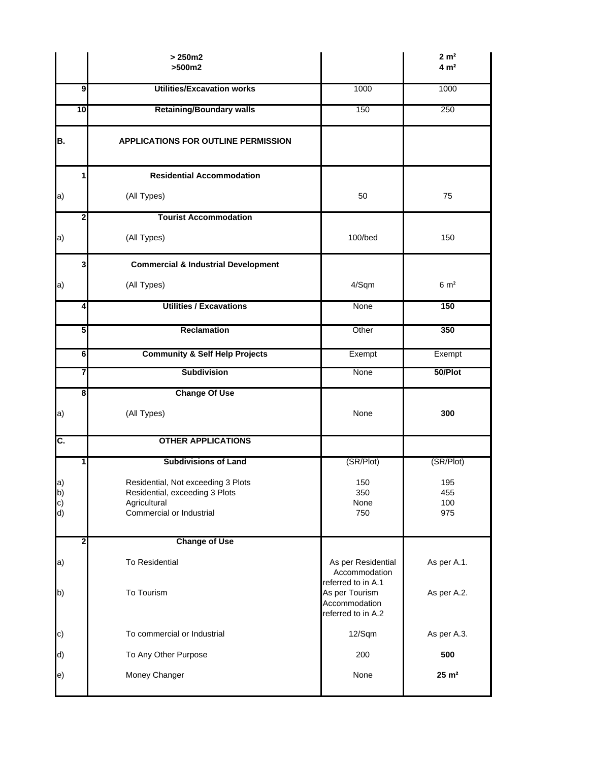|  |  |  |  |
|---|---|---|---|
|  | **> 250m2**<br>**>500m2** |  | **2 m²**<br>**4 m²** |
| 9 | **Utilities/Excavation works** | 1000 | 1000 |
| 10 | **Retaining/Boundary walls** | 150 | 250 |
| **B.** | **APPLICATIONS FOR OUTLINE PERMISSION** |  |  |
| 1 | **Residential Accommodation** |  |  |
| a) | (All Types) | 50 | 75 |
| 2 | **Tourist Accommodation** |  |  |
| a) | (All Types) | 100/bed | 150 |
| 3 | **Commercial & Industrial Development** |  |  |
| a) | (All Types) | 4/Sqm | 6 m² |
| 4 | **Utilities / Excavations** | None | **150** |
| 5 | **Reclamation** | Other | **350** |
| 6 | **Community & Self Help Projects** | Exempt | Exempt |
| 7 | **Subdivision** | None | **50/Plot** |
| 8 | **Change Of Use** |  |  |
| a) | (All Types) | None | **300** |
| **C.** | **OTHER APPLICATIONS** |  |  |
| 1 | **Subdivisions of Land** | (SR/Plot) | (SR/Plot) |
| a) | Residential, Not exceeding 3 Plots | 150 | 195 |
| b) | Residential, exceeding 3 Plots | 350 | 455 |
| c) | Agricultural | None | 100 |
| d) | Commercial or Industrial | 750 | 975 |
| 2 | **Change of Use** |  |  |
| a) | To Residential | As per Residential Accommodation referred to in A.1 | As per A.1. |
| b) | To Tourism | As per Tourism Accommodation referred to in A.2 | As per A.2. |
| c) | To commercial or Industrial | 12/Sqm | As per A.3. |
| d) | To Any Other Purpose | 200 | **500** |
| e) | Money Changer | None | **25 m²** |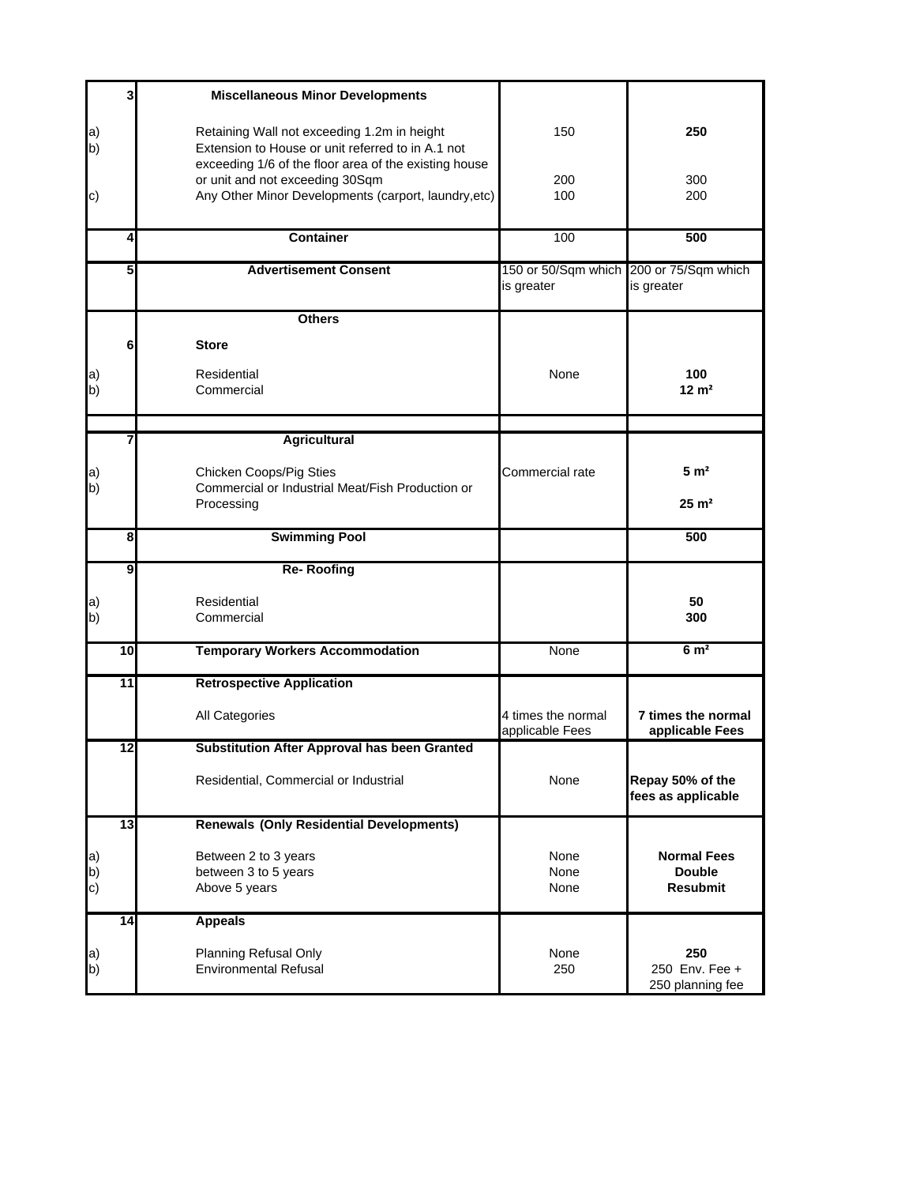| | | | |
|---|---|---|---|
| 3 | **Miscellaneous Minor Developments** | | |
| a) | Retaining Wall not exceeding 1.2m in height | 150 | **250** |
| b) | Extension to House or unit referred to in A.1 not exceeding 1/6 of the floor area of the existing house or unit and not exceeding 30Sqm | 200 | 300 |
| c) | Any Other Minor Developments (carport, laundry,etc) | 100 | 200 |
| 4 | **Container** | 100 | **500** |
| 5 | **Advertisement Consent** | 150 or 50/Sqm which is greater | 200 or 75/Sqm which is greater |
| | **Others** | | |
| 6 | **Store** | | |
| a) | Residential | None | **100** |
| b) | Commercial | | **12 m²** |
| | | | |
| 7 | **Agricultural** | | |
| a) | Chicken Coops/Pig Sties | Commercial rate | **5 m²** |
| b) | Commercial or Industrial Meat/Fish Production or Processing | | **25 m²** |
| 8 | **Swimming Pool** | | **500** |
| 9 | **Re- Roofing** | | |
| a) | Residential | | **50** |
| b) | Commercial | | **300** |
| 10 | **Temporary Workers Accommodation** | None | **6 m²** |
| 11 | **Retrospective Application** | | |
| | All Categories | 4 times the normal applicable Fees | **7 times the normal applicable Fees** |
| 12 | **Substitution After Approval has been Granted** | | |
| | Residential, Commercial or Industrial | None | **Repay 50% of the fees as applicable** |
| 13 | **Renewals (Only Residential Developments)** | | |
| a) | Between 2 to 3 years | None | **Normal Fees** |
| b) | between 3 to 5 years | None | **Double** |
| c) | Above 5 years | None | **Resubmit** |
| 14 | **Appeals** | | |
| a) | Planning Refusal Only | None | **250** |
| b) | Environmental Refusal | 250 | 250 Env. Fee + 250 planning fee |